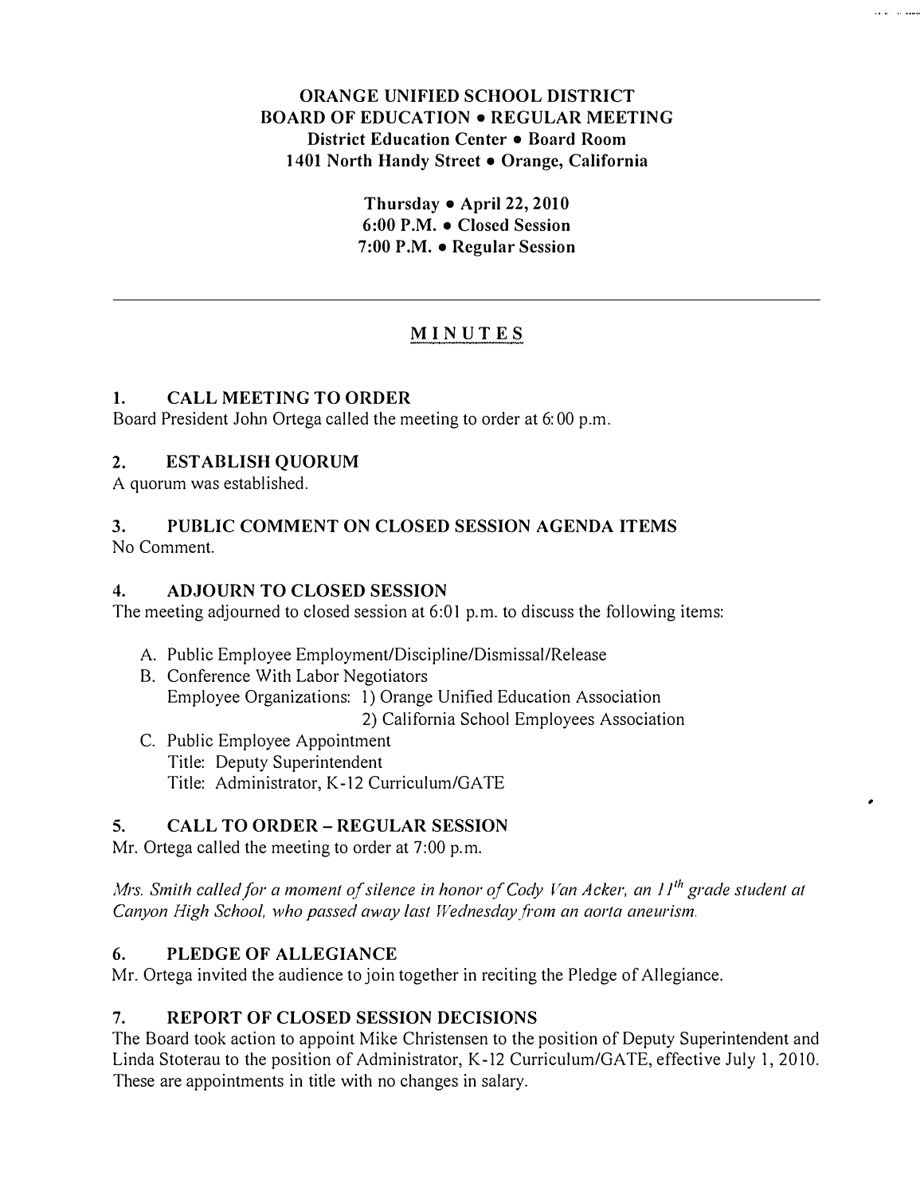# ORANGE UNIFIED SCHOOL DISTRICT
## BOARD OF EDUCATION • REGULAR MEETING
### District Education Center • Board Room
### 1401 North Handy Street • Orange, California

**Thursday • April 22, 2010**
**6:00 P.M. • Closed Session**
**7:00 P.M. • Regular Session**

---

## MINUTES

### 1. CALL MEETING TO ORDER

Board President John Ortega called the meeting to order at 6:00 p.m.

### 2. ESTABLISH QUORUM

A quorum was established.

### 3. PUBLIC COMMENT ON CLOSED SESSION AGENDA ITEMS

No Comment.

### 4. ADJOURN TO CLOSED SESSION

The meeting adjourned to closed session at 6:01 p.m. to discuss the following items:

A. Public Employee Employment/Discipline/Dismissal/Release
B. Conference With Labor Negotiators
   Employee Organizations: 1) Orange Unified Education Association
   2) California School Employees Association
C. Public Employee Appointment
   Title: Deputy Superintendent
   Title: Administrator, K-12 Curriculum/GATE

### 5. CALL TO ORDER – REGULAR SESSION

Mr. Ortega called the meeting to order at 7:00 p.m.

*Mrs. Smith called for a moment of silence in honor of Cody Van Acker, an 11th grade student at Canyon High School, who passed away last Wednesday from an aorta aneurism.*

### 6. PLEDGE OF ALLEGIANCE

Mr. Ortega invited the audience to join together in reciting the Pledge of Allegiance.

### 7. REPORT OF CLOSED SESSION DECISIONS

The Board took action to appoint Mike Christensen to the position of Deputy Superintendent and Linda Stoterau to the position of Administrator, K-12 Curriculum/GATE, effective July 1, 2010. These are appointments in title with no changes in salary.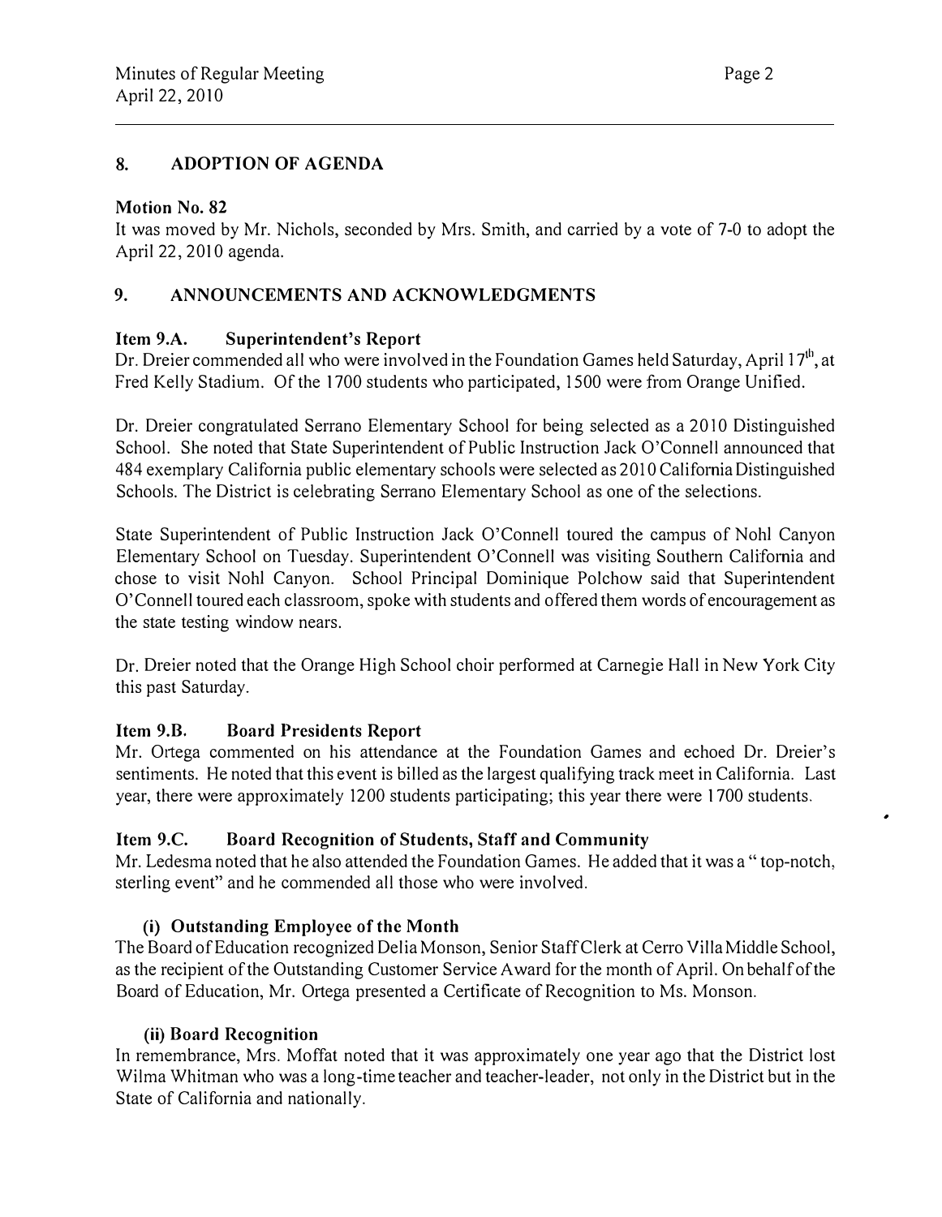## 8. ADOPTION OF AGENDA

**Motion No. 82**

It was moved by Mr. Nichols, seconded by Mrs. Smith, and carried by a vote of 7-0 to adopt the April 22, 2010 agenda.

## 9. ANNOUNCEMENTS AND ACKNOWLEDGMENTS

### Item 9.A. Superintendent's Report

Dr. Dreier commended all who were involved in the Foundation Games held Saturday, April 17th, at Fred Kelly Stadium. Of the 1700 students who participated, 1500 were from Orange Unified.

Dr. Dreier congratulated Serrano Elementary School for being selected as a 2010 Distinguished School. She noted that State Superintendent of Public Instruction Jack O'Connell announced that 484 exemplary California public elementary schools were selected as 2010 California Distinguished Schools. The District is celebrating Serrano Elementary School as one of the selections.

State Superintendent of Public Instruction Jack O'Connell toured the campus of Nohl Canyon Elementary School on Tuesday. Superintendent O'Connell was visiting Southern California and chose to visit Nohl Canyon. School Principal Dominique Polchow said that Superintendent O'Connell toured each classroom, spoke with students and offered them words of encouragement as the state testing window nears.

Dr. Dreier noted that the Orange High School choir performed at Carnegie Hall in New York City this past Saturday.

### Item 9.B. Board Presidents Report

Mr. Ortega commented on his attendance at the Foundation Games and echoed Dr. Dreier's sentiments. He noted that this event is billed as the largest qualifying track meet in California. Last year, there were approximately 1200 students participating; this year there were 1700 students.

### Item 9.C. Board Recognition of Students, Staff and Community

Mr. Ledesma noted that he also attended the Foundation Games. He added that it was a "top-notch, sterling event" and he commended all those who were involved.

#### (i) Outstanding Employee of the Month

The Board of Education recognized Delia Monson, Senior Staff Clerk at Cerro Villa Middle School, as the recipient of the Outstanding Customer Service Award for the month of April. On behalf of the Board of Education, Mr. Ortega presented a Certificate of Recognition to Ms. Monson.

#### (ii) Board Recognition

In remembrance, Mrs. Moffat noted that it was approximately one year ago that the District lost Wilma Whitman who was a long-time teacher and teacher-leader, not only in the District but in the State of California and nationally.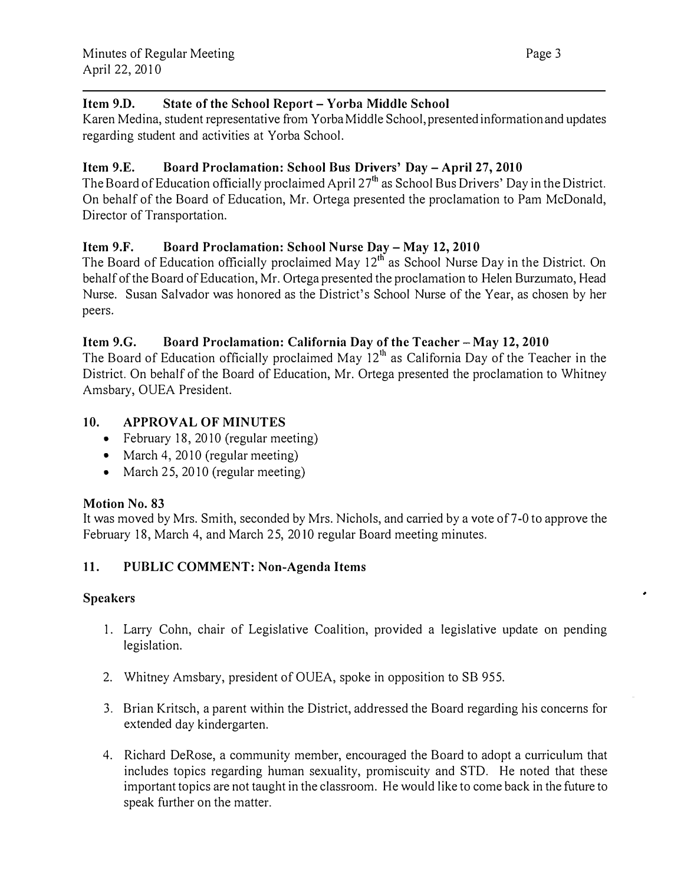### Item 9.D. State of the School Report – Yorba Middle School

Karen Medina, student representative from Yorba Middle School, presented information and updates regarding student and activities at Yorba School.

### Item 9.E. Board Proclamation: School Bus Drivers' Day – April 27, 2010

The Board of Education officially proclaimed April 27th as School Bus Drivers' Day in the District. On behalf of the Board of Education, Mr. Ortega presented the proclamation to Pam McDonald, Director of Transportation.

### Item 9.F. Board Proclamation: School Nurse Day – May 12, 2010

The Board of Education officially proclaimed May 12th as School Nurse Day in the District. On behalf of the Board of Education, Mr. Ortega presented the proclamation to Helen Burzumato, Head Nurse. Susan Salvador was honored as the District's School Nurse of the Year, as chosen by her peers.

### Item 9.G. Board Proclamation: California Day of the Teacher – May 12, 2010

The Board of Education officially proclaimed May 12th as California Day of the Teacher in the District. On behalf of the Board of Education, Mr. Ortega presented the proclamation to Whitney Amsbary, OUEA President.

## 10. APPROVAL OF MINUTES

- February 18, 2010 (regular meeting)
- March 4, 2010 (regular meeting)
- March 25, 2010 (regular meeting)

**Motion No. 83**

It was moved by Mrs. Smith, seconded by Mrs. Nichols, and carried by a vote of 7-0 to approve the February 18, March 4, and March 25, 2010 regular Board meeting minutes.

## 11. PUBLIC COMMENT: Non-Agenda Items

**Speakers**

1. Larry Cohn, chair of Legislative Coalition, provided a legislative update on pending legislation.
2. Whitney Amsbary, president of OUEA, spoke in opposition to SB 955.
3. Brian Kritsch, a parent within the District, addressed the Board regarding his concerns for extended day kindergarten.
4. Richard DeRose, a community member, encouraged the Board to adopt a curriculum that includes topics regarding human sexuality, promiscuity and STD. He noted that these important topics are not taught in the classroom. He would like to come back in the future to speak further on the matter.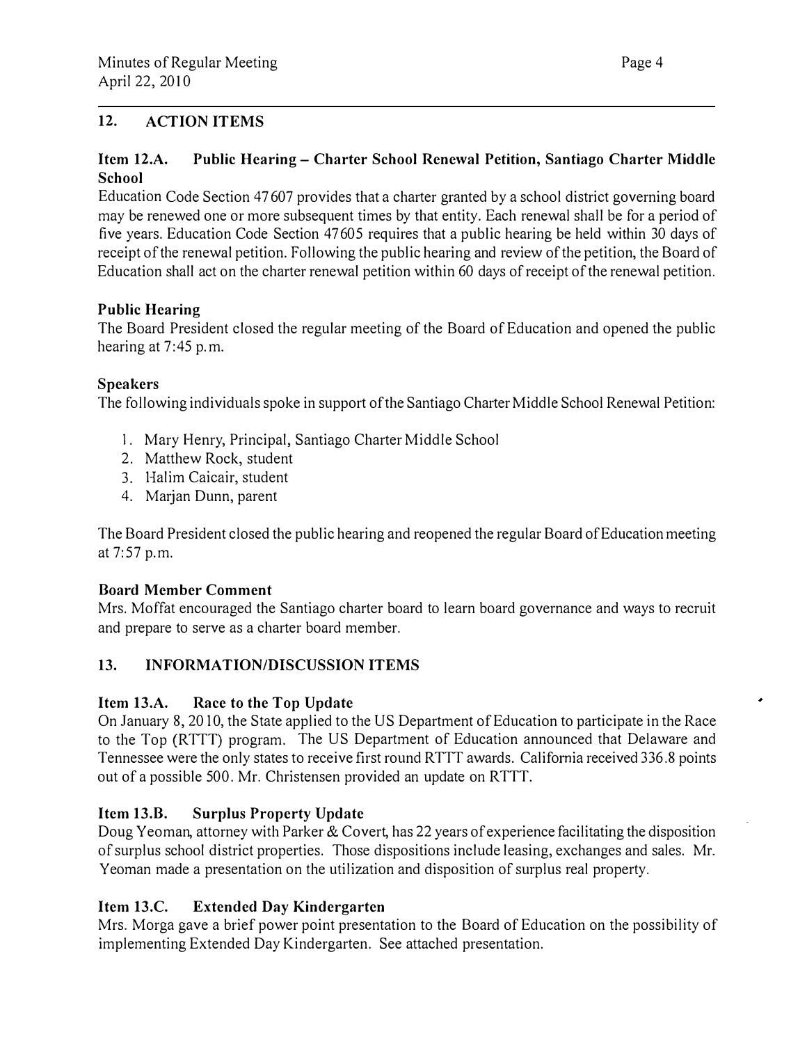## 12. ACTION ITEMS

### Item 12.A. Public Hearing – Charter School Renewal Petition, Santiago Charter Middle School

Education Code Section 47607 provides that a charter granted by a school district governing board may be renewed one or more subsequent times by that entity. Each renewal shall be for a period of five years. Education Code Section 47605 requires that a public hearing be held within 30 days of receipt of the renewal petition. Following the public hearing and review of the petition, the Board of Education shall act on the charter renewal petition within 60 days of receipt of the renewal petition.

**Public Hearing**

The Board President closed the regular meeting of the Board of Education and opened the public hearing at 7:45 p.m.

**Speakers**

The following individuals spoke in support of the Santiago Charter Middle School Renewal Petition:

1. Mary Henry, Principal, Santiago Charter Middle School
2. Matthew Rock, student
3. Halim Caicair, student
4. Marjan Dunn, parent

The Board President closed the public hearing and reopened the regular Board of Education meeting at 7:57 p.m.

**Board Member Comment**

Mrs. Moffat encouraged the Santiago charter board to learn board governance and ways to recruit and prepare to serve as a charter board member.

## 13. INFORMATION/DISCUSSION ITEMS

### Item 13.A. Race to the Top Update

On January 8, 2010, the State applied to the US Department of Education to participate in the Race to the Top (RTTT) program. The US Department of Education announced that Delaware and Tennessee were the only states to receive first round RTTT awards. California received 336.8 points out of a possible 500. Mr. Christensen provided an update on RTTT.

### Item 13.B. Surplus Property Update

Doug Yeoman, attorney with Parker & Covert, has 22 years of experience facilitating the disposition of surplus school district properties. Those dispositions include leasing, exchanges and sales. Mr. Yeoman made a presentation on the utilization and disposition of surplus real property.

### Item 13.C. Extended Day Kindergarten

Mrs. Morga gave a brief power point presentation to the Board of Education on the possibility of implementing Extended Day Kindergarten. See attached presentation.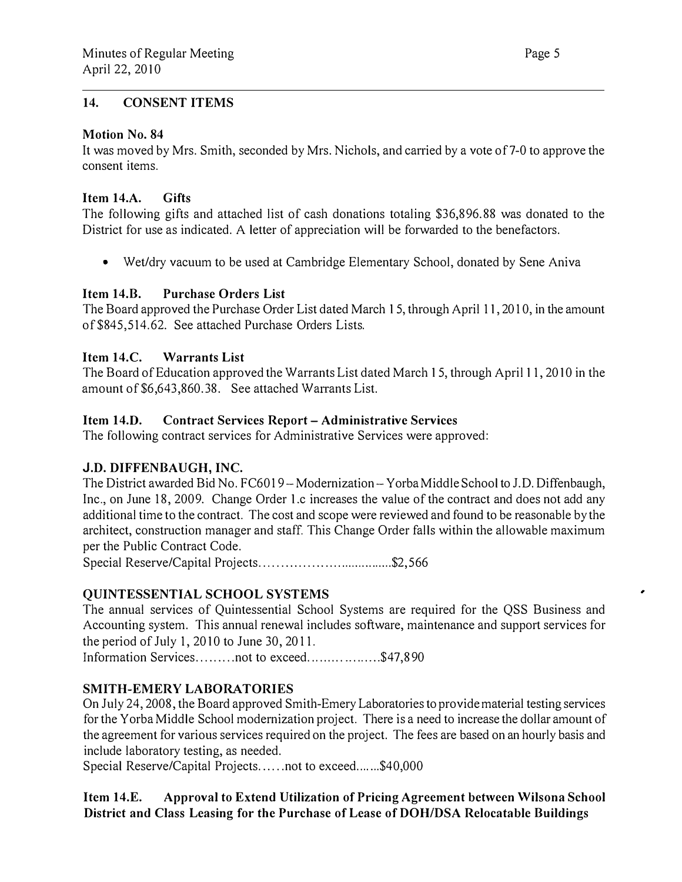## 14. CONSENT ITEMS

### Motion No. 84

It was moved by Mrs. Smith, seconded by Mrs. Nichols, and carried by a vote of 7-0 to approve the consent items.

### Item 14.A. Gifts

The following gifts and attached list of cash donations totaling $36,896.88 was donated to the District for use as indicated. A letter of appreciation will be forwarded to the benefactors.

- Wet/dry vacuum to be used at Cambridge Elementary School, donated by Sene Aniva

### Item 14.B. Purchase Orders List

The Board approved the Purchase Order List dated March 15, through April 11, 2010, in the amount of $845,514.62. See attached Purchase Orders Lists.

### Item 14.C. Warrants List

The Board of Education approved the Warrants List dated March 15, through April 11, 2010 in the amount of $6,643,860.38. See attached Warrants List.

### Item 14.D. Contract Services Report – Administrative Services

The following contract services for Administrative Services were approved:

**J.D. DIFFENBAUGH, INC.**

The District awarded Bid No. FC6019 – Modernization – Yorba Middle School to J.D. Diffenbaugh, Inc., on June 18, 2009. Change Order 1.c increases the value of the contract and does not add any additional time to the contract. The cost and scope were reviewed and found to be reasonable by the architect, construction manager and staff. This Change Order falls within the allowable maximum per the Public Contract Code.

Special Reserve/Capital Projects.................................$2,566

**QUINTESSENTIAL SCHOOL SYSTEMS**

The annual services of Quintessential School Systems are required for the QSS Business and Accounting system. This annual renewal includes software, maintenance and support services for the period of July 1, 2010 to June 30, 2011.

Information Services.........not to exceed..................$47,890

**SMITH-EMERY LABORATORIES**

On July 24, 2008, the Board approved Smith-Emery Laboratories to provide material testing services for the Yorba Middle School modernization project. There is a need to increase the dollar amount of the agreement for various services required on the project. The fees are based on an hourly basis and include laboratory testing, as needed.

Special Reserve/Capital Projects......not to exceed.......$40,000

### Item 14.E. Approval to Extend Utilization of Pricing Agreement between Wilsona School District and Class Leasing for the Purchase of Lease of DOH/DSA Relocatable Buildings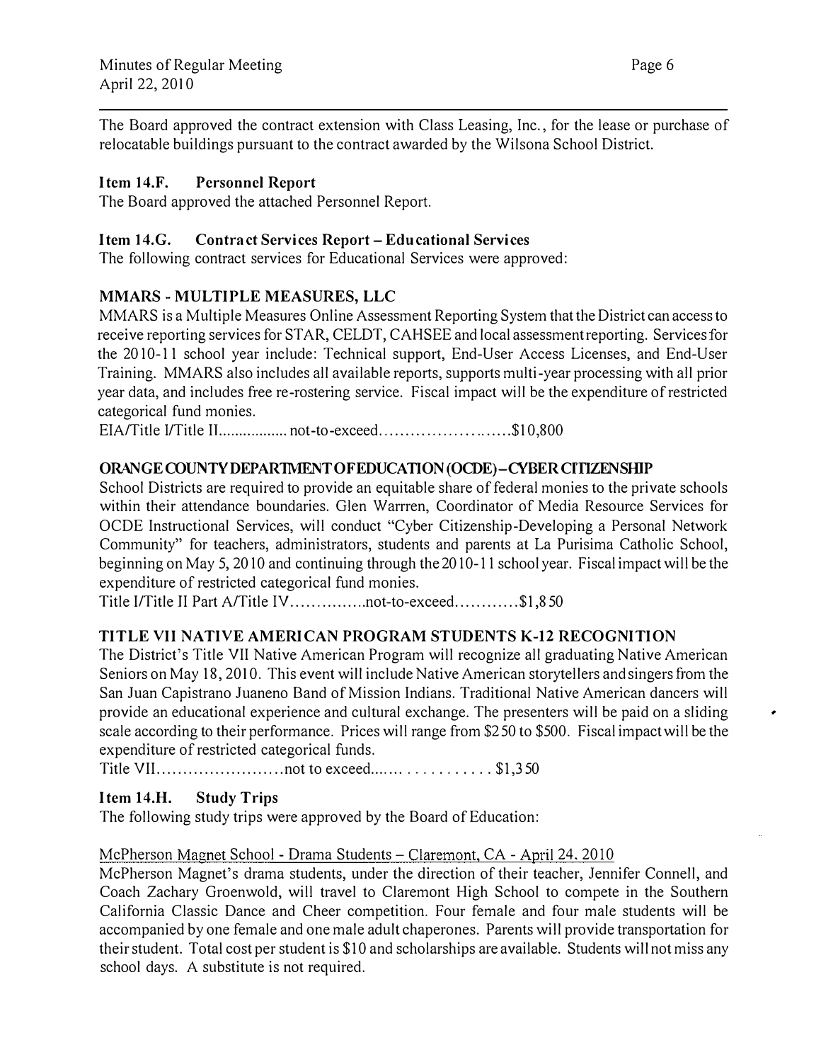The Board approved the contract extension with Class Leasing, Inc., for the lease or purchase of relocatable buildings pursuant to the contract awarded by the Wilsona School District.

### Item 14.F. Personnel Report

The Board approved the attached Personnel Report.

### Item 14.G. Contract Services Report – Educational Services

The following contract services for Educational Services were approved:

**MMARS - MULTIPLE MEASURES, LLC**

MMARS is a Multiple Measures Online Assessment Reporting System that the District can access to receive reporting services for STAR, CELDT, CAHSEE and local assessment reporting. Services for the 2010-11 school year include: Technical support, End-User Access Licenses, and End-User Training. MMARS also includes all available reports, supports multi-year processing with all prior year data, and includes free re-rostering service. Fiscal impact will be the expenditure of restricted categorical fund monies.

EIA/Title I/Title II................. not-to-exceed.........................$10,800

**ORANGE COUNTY DEPARTMENT OF EDUCATION (OCDE) – CYBER CITIZENSHIP**

School Districts are required to provide an equitable share of federal monies to the private schools within their attendance boundaries. Glen Warrren, Coordinator of Media Resource Services for OCDE Instructional Services, will conduct "Cyber Citizenship-Developing a Personal Network Community" for teachers, administrators, students and parents at La Purisima Catholic School, beginning on May 5, 2010 and continuing through the 2010-11 school year. Fiscal impact will be the expenditure of restricted categorical fund monies.

Title I/Title II Part A/Title IV...............not-to-exceed............$1,850

**TITLE VII NATIVE AMERICAN PROGRAM STUDENTS K-12 RECOGNITION**

The District's Title VII Native American Program will recognize all graduating Native American Seniors on May 18, 2010. This event will include Native American storytellers and singers from the San Juan Capistrano Juaneno Band of Mission Indians. Traditional Native American dancers will provide an educational experience and cultural exchange. The presenters will be paid on a sliding scale according to their performance. Prices will range from $250 to $500. Fiscal impact will be the expenditure of restricted categorical funds.

Title VII........................not to exceed...................... $1,350

### Item 14.H. Study Trips

The following study trips were approved by the Board of Education:

McPherson Magnet School - Drama Students – Claremont, CA - April 24, 2010

McPherson Magnet's drama students, under the direction of their teacher, Jennifer Connell, and Coach Zachary Groenwold, will travel to Claremont High School to compete in the Southern California Classic Dance and Cheer competition. Four female and four male students will be accompanied by one female and one male adult chaperones. Parents will provide transportation for their student. Total cost per student is $10 and scholarships are available. Students will not miss any school days. A substitute is not required.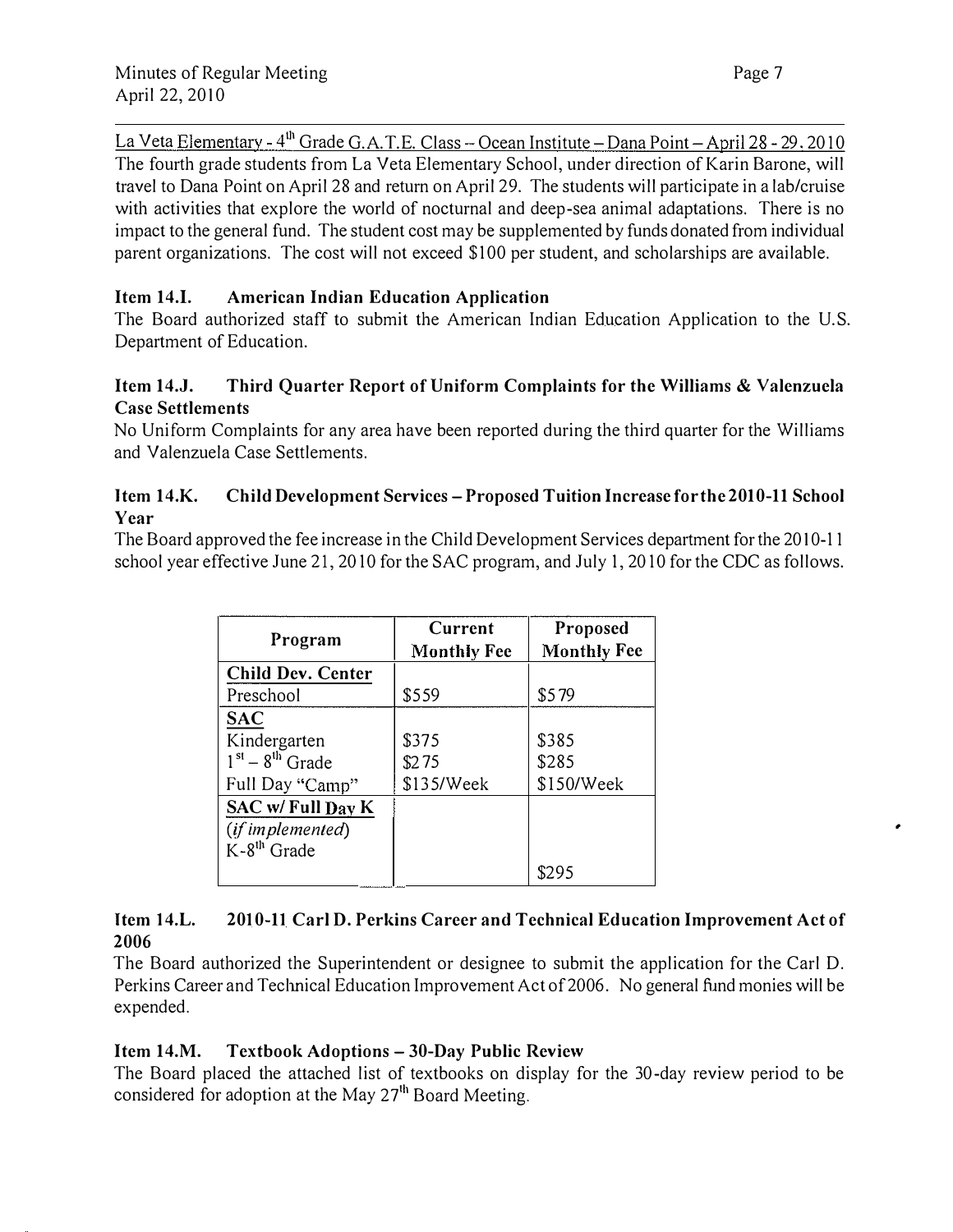La Veta Elementary - 4th Grade G.A.T.E. Class -- Ocean Institute – Dana Point – April 28 - 29, 2010

The fourth grade students from La Veta Elementary School, under direction of Karin Barone, will travel to Dana Point on April 28 and return on April 29. The students will participate in a lab/cruise with activities that explore the world of nocturnal and deep-sea animal adaptations. There is no impact to the general fund. The student cost may be supplemented by funds donated from individual parent organizations. The cost will not exceed $100 per student, and scholarships are available.

**Item 14.I. American Indian Education Application**

The Board authorized staff to submit the American Indian Education Application to the U.S. Department of Education.

**Item 14.J. Third Quarter Report of Uniform Complaints for the Williams & Valenzuela Case Settlements**

No Uniform Complaints for any area have been reported during the third quarter for the Williams and Valenzuela Case Settlements.

**Item 14.K. Child Development Services – Proposed Tuition Increase for the 2010-11 School Year**

The Board approved the fee increase in the Child Development Services department for the 2010-11 school year effective June 21, 2010 for the SAC program, and July 1, 2010 for the CDC as follows.

| Program | Current Monthly Fee | Proposed Monthly Fee |
|---|---|---|
| **Child Dev. Center** | | |
| Preschool | $559 | $579 |
| **SAC** | | |
| Kindergarten | $375 | $385 |
| 1st – 8th Grade | $275 | $285 |
| Full Day "Camp" | $135/Week | $150/Week |
| **SAC w/ Full Day K** | | |
| *(if implemented)* | | |
| K-8th Grade | | $295 |

**Item 14.L. 2010-11 Carl D. Perkins Career and Technical Education Improvement Act of 2006**

The Board authorized the Superintendent or designee to submit the application for the Carl D. Perkins Career and Technical Education Improvement Act of 2006. No general fund monies will be expended.

**Item 14.M. Textbook Adoptions – 30-Day Public Review**

The Board placed the attached list of textbooks on display for the 30-day review period to be considered for adoption at the May 27th Board Meeting.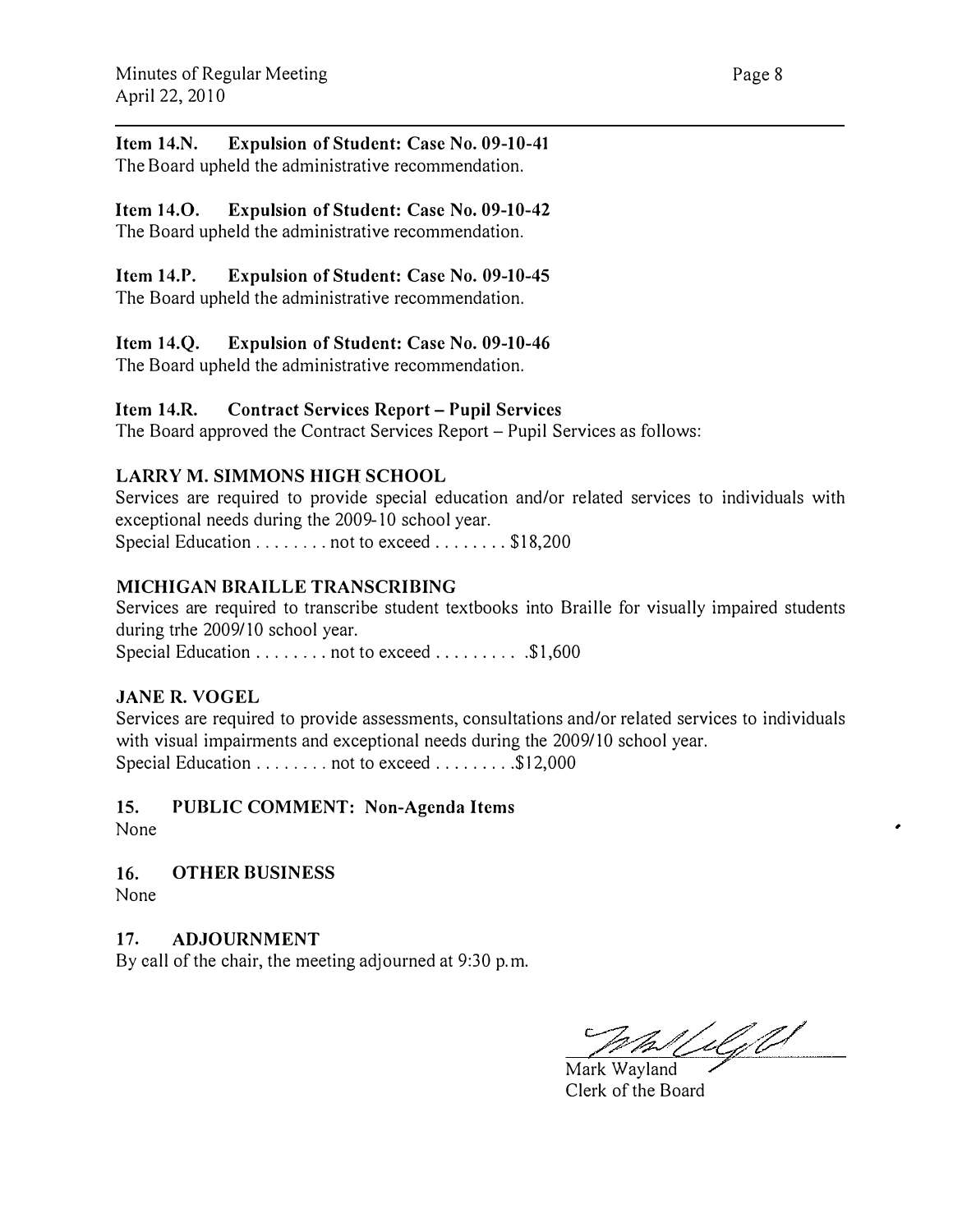**Item 14.N. Expulsion of Student: Case No. 09-10-41**
The Board upheld the administrative recommendation.

**Item 14.O. Expulsion of Student: Case No. 09-10-42**
The Board upheld the administrative recommendation.

**Item 14.P. Expulsion of Student: Case No. 09-10-45**
The Board upheld the administrative recommendation.

**Item 14.Q. Expulsion of Student: Case No. 09-10-46**
The Board upheld the administrative recommendation.

**Item 14.R. Contract Services Report – Pupil Services**
The Board approved the Contract Services Report – Pupil Services as follows:

**LARRY M. SIMMONS HIGH SCHOOL**
Services are required to provide special education and/or related services to individuals with exceptional needs during the 2009-10 school year.
Special Education . . . . . . . . not to exceed . . . . . . . . $18,200

**MICHIGAN BRAILLE TRANSCRIBING**
Services are required to transcribe student textbooks into Braille for visually impaired students during trhe 2009/10 school year.
Special Education . . . . . . . . not to exceed . . . . . . . . . .$1,600

**JANE R. VOGEL**
Services are required to provide assessments, consultations and/or related services to individuals with visual impairments and exceptional needs during the 2009/10 school year.
Special Education . . . . . . . . not to exceed . . . . . . . . .$12,000

## 15. PUBLIC COMMENT: Non-Agenda Items
None

## 16. OTHER BUSINESS
None

## 17. ADJOURNMENT
By call of the chair, the meeting adjourned at 9:30 p.m.

Mark Wayland
Clerk of the Board